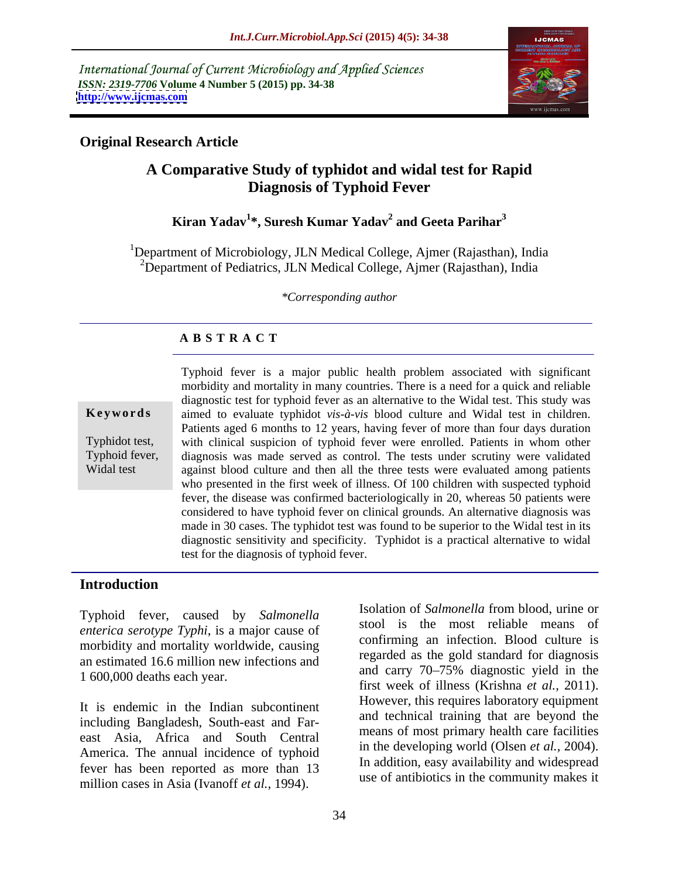International Journal of Current Microbiology and Applied Sciences
*ISSN: 2319-7706* **Volume 4 Number 5 (2015) pp. 34-38**
**http://www.ijcmas.com**

**Original Research Article**

# A Comparative Study of typhidot and widal test for Rapid Diagnosis of Typhoid Fever

**Kiran Yadav[1]*, Suresh Kumar Yadav[2] and Geeta Parihar[3]**

[1]Department of Microbiology, JLN Medical College, Ajmer (Rajasthan), India
[2]Department of Pediatrics, JLN Medical College, Ajmer (Rajasthan), India

*\*Corresponding author*

## ABSTRACT

**Keywords**

Typhidot test, Typhoid fever, Widal test

Typhoid fever is a major public health problem associated with significant morbidity and mortality in many countries. There is a need for a quick and reliable diagnostic test for typhoid fever as an alternative to the Widal test. This study was aimed to evaluate typhidot *vis-à-vis* blood culture and Widal test in children. Patients aged 6 months to 12 years, having fever of more than four days duration with clinical suspicion of typhoid fever were enrolled. Patients in whom other diagnosis was made served as control. The tests under scrutiny were validated against blood culture and then all the three tests were evaluated among patients who presented in the first week of illness. Of 100 children with suspected typhoid fever, the disease was confirmed bacteriologically in 20, whereas 50 patients were considered to have typhoid fever on clinical grounds. An alternative diagnosis was made in 30 cases. The typhidot test was found to be superior to the Widal test in its diagnostic sensitivity and specificity. Typhidot is a practical alternative to widal test for the diagnosis of typhoid fever.

## Introduction

Typhoid fever, caused by *Salmonella enterica serotype Typhi*, is a major cause of morbidity and mortality worldwide, causing an estimated 16.6 million new infections and 1 600,000 deaths each year.

It is endemic in the Indian subcontinent including Bangladesh, South-east and Far-east Asia, Africa and South Central America. The annual incidence of typhoid fever has been reported as more than 13 million cases in Asia (Ivanoff *et al.*, 1994).

Isolation of *Salmonella* from blood, urine or stool is the most reliable means of confirming an infection. Blood culture is regarded as the gold standard for diagnosis and carry 70–75% diagnostic yield in the first week of illness (Krishna *et al.*, 2011). However, this requires laboratory equipment and technical training that are beyond the means of most primary health care facilities in the developing world (Olsen *et al.*, 2004). In addition, easy availability and widespread use of antibiotics in the community makes it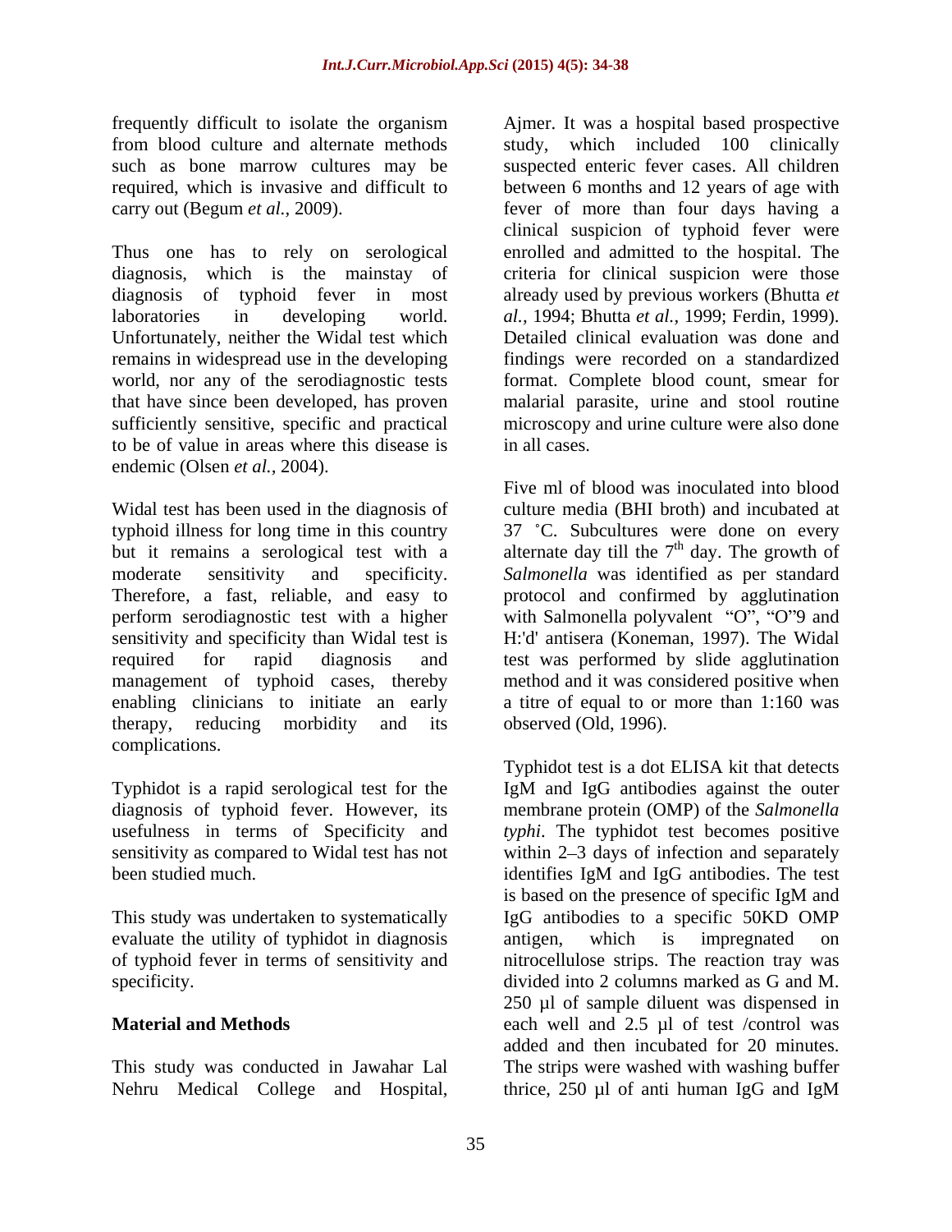frequently difficult to isolate the organism from blood culture and alternate methods such as bone marrow cultures may be required, which is invasive and difficult to carry out (Begum *et al.,* 2009).

Thus one has to rely on serological diagnosis, which is the mainstay of diagnosis of typhoid fever in most laboratories in developing world. Unfortunately, neither the Widal test which remains in widespread use in the developing world, nor any of the serodiagnostic tests that have since been developed, has proven sufficiently sensitive, specific and practical to be of value in areas where this disease is endemic (Olsen *et al.*, 2004).

Widal test has been used in the diagnosis of typhoid illness for long time in this country but it remains a serological test with a moderate sensitivity and specificity. Therefore, a fast, reliable, and easy to perform serodiagnostic test with a higher sensitivity and specificity than Widal test is required for rapid diagnosis and management of typhoid cases, thereby enabling clinicians to initiate an early therapy, reducing morbidity and its complications.

Typhidot is a rapid serological test for the diagnosis of typhoid fever. However, its usefulness in terms of Specificity and sensitivity as compared to Widal test has not been studied much.

This study was undertaken to systematically evaluate the utility of typhidot in diagnosis of typhoid fever in terms of sensitivity and specificity.

## Material and Methods

This study was conducted in Jawahar Lal Nehru Medical College and Hospital, Ajmer. It was a hospital based prospective study, which included 100 clinically suspected enteric fever cases. All children between 6 months and 12 years of age with fever of more than four days having a clinical suspicion of typhoid fever were enrolled and admitted to the hospital. The criteria for clinical suspicion were those already used by previous workers (Bhutta *et al.,* 1994; Bhutta *et al.,* 1999; Ferdin, 1999). Detailed clinical evaluation was done and findings were recorded on a standardized format. Complete blood count, smear for malarial parasite, urine and stool routine microscopy and urine culture were also done in all cases.

Five ml of blood was inoculated into blood culture media (BHI broth) and incubated at 37 ˚C. Subcultures were done on every alternate day till the 7th day. The growth of *Salmonella* was identified as per standard protocol and confirmed by agglutination with Salmonella polyvalent "O", "O"9 and H:'d' antisera (Koneman, 1997). The Widal test was performed by slide agglutination method and it was considered positive when a titre of equal to or more than 1:160 was observed (Old, 1996).

Typhidot test is a dot ELISA kit that detects IgM and IgG antibodies against the outer membrane protein (OMP) of the *Salmonella typhi*. The typhidot test becomes positive within 2–3 days of infection and separately identifies IgM and IgG antibodies. The test is based on the presence of specific IgM and IgG antibodies to a specific 50KD OMP antigen, which is impregnated on nitrocellulose strips. The reaction tray was divided into 2 columns marked as G and M. 250 µl of sample diluent was dispensed in each well and 2.5 µl of test /control was added and then incubated for 20 minutes. The strips were washed with washing buffer thrice, 250 µl of anti human IgG and IgM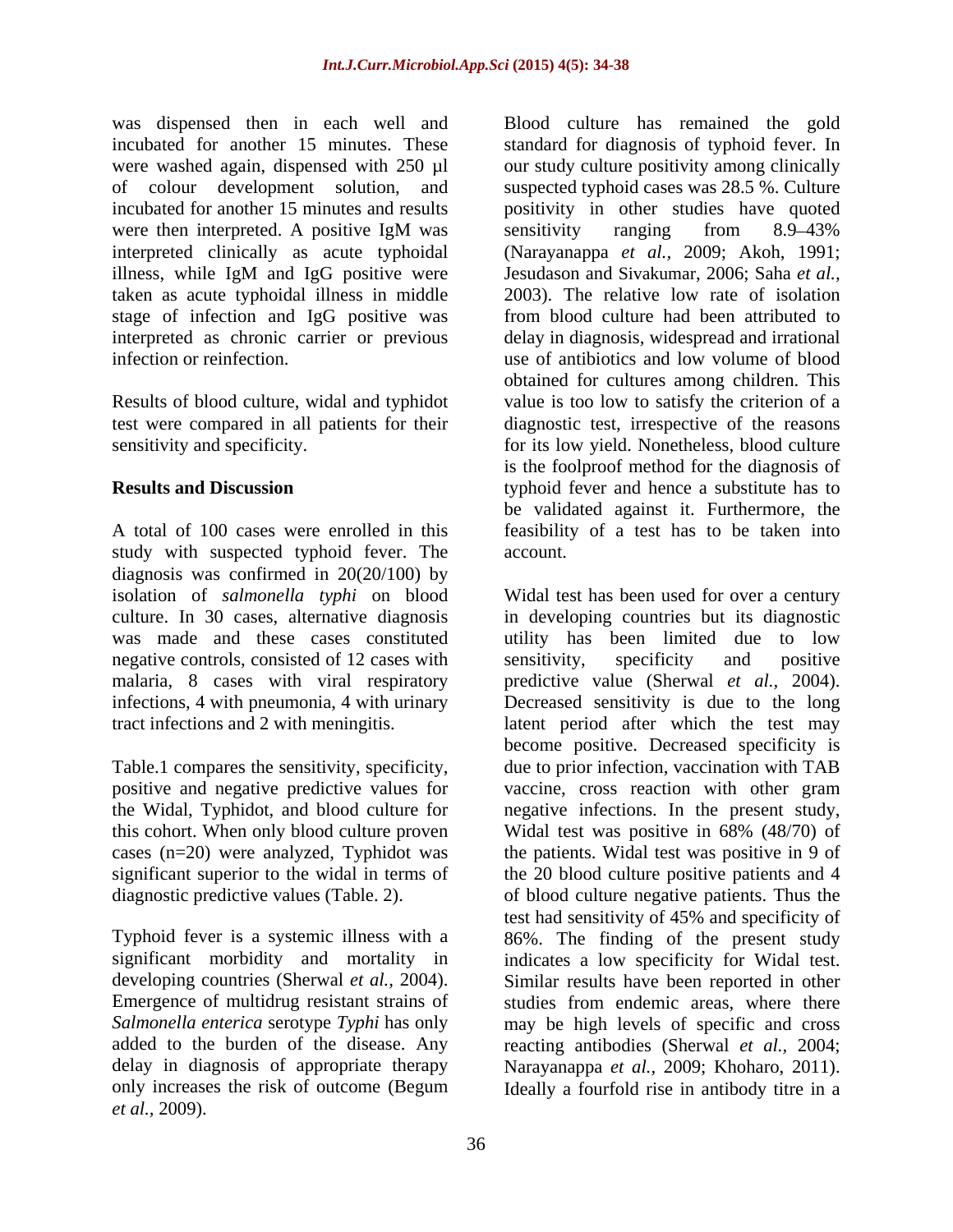was dispensed then in each well and incubated for another 15 minutes. These were washed again, dispensed with 250 µl of colour development solution, and incubated for another 15 minutes and results were then interpreted. A positive IgM was interpreted clinically as acute typhoidal illness, while IgM and IgG positive were taken as acute typhoidal illness in middle stage of infection and IgG positive was interpreted as chronic carrier or previous infection or reinfection.

Results of blood culture, widal and typhidot test were compared in all patients for their sensitivity and specificity.

## Results and Discussion

A total of 100 cases were enrolled in this study with suspected typhoid fever. The diagnosis was confirmed in 20(20/100) by isolation of *salmonella typhi* on blood culture. In 30 cases, alternative diagnosis was made and these cases constituted negative controls, consisted of 12 cases with malaria, 8 cases with viral respiratory infections, 4 with pneumonia, 4 with urinary tract infections and 2 with meningitis.

Table.1 compares the sensitivity, specificity, positive and negative predictive values for the Widal, Typhidot, and blood culture for this cohort. When only blood culture proven cases (n=20) were analyzed, Typhidot was significant superior to the widal in terms of diagnostic predictive values (Table. 2).

Typhoid fever is a systemic illness with a significant morbidity and mortality in developing countries (Sherwal *et al.,* 2004). Emergence of multidrug resistant strains of *Salmonella enterica* serotype *Typhi* has only added to the burden of the disease. Any delay in diagnosis of appropriate therapy only increases the risk of outcome (Begum *et al.,* 2009).

Blood culture has remained the gold standard for diagnosis of typhoid fever. In our study culture positivity among clinically suspected typhoid cases was 28.5 %. Culture positivity in other studies have quoted sensitivity ranging from 8.9–43% (Narayanappa *et al.,* 2009; Akoh, 1991; Jesudason and Sivakumar, 2006; Saha *et al.,* 2003). The relative low rate of isolation from blood culture had been attributed to delay in diagnosis, widespread and irrational use of antibiotics and low volume of blood obtained for cultures among children. This value is too low to satisfy the criterion of a diagnostic test, irrespective of the reasons for its low yield. Nonetheless, blood culture is the foolproof method for the diagnosis of typhoid fever and hence a substitute has to be validated against it. Furthermore, the feasibility of a test has to be taken into account.

Widal test has been used for over a century in developing countries but its diagnostic utility has been limited due to low sensitivity, specificity and positive predictive value (Sherwal *et al.,* 2004). Decreased sensitivity is due to the long latent period after which the test may become positive. Decreased specificity is due to prior infection, vaccination with TAB vaccine, cross reaction with other gram negative infections. In the present study, Widal test was positive in 68% (48/70) of the patients. Widal test was positive in 9 of the 20 blood culture positive patients and 4 of blood culture negative patients. Thus the test had sensitivity of 45% and specificity of 86%. The finding of the present study indicates a low specificity for Widal test. Similar results have been reported in other studies from endemic areas, where there may be high levels of specific and cross reacting antibodies (Sherwal *et al.,* 2004; Narayanappa *et al.,* 2009; Khoharo, 2011). Ideally a fourfold rise in antibody titre in a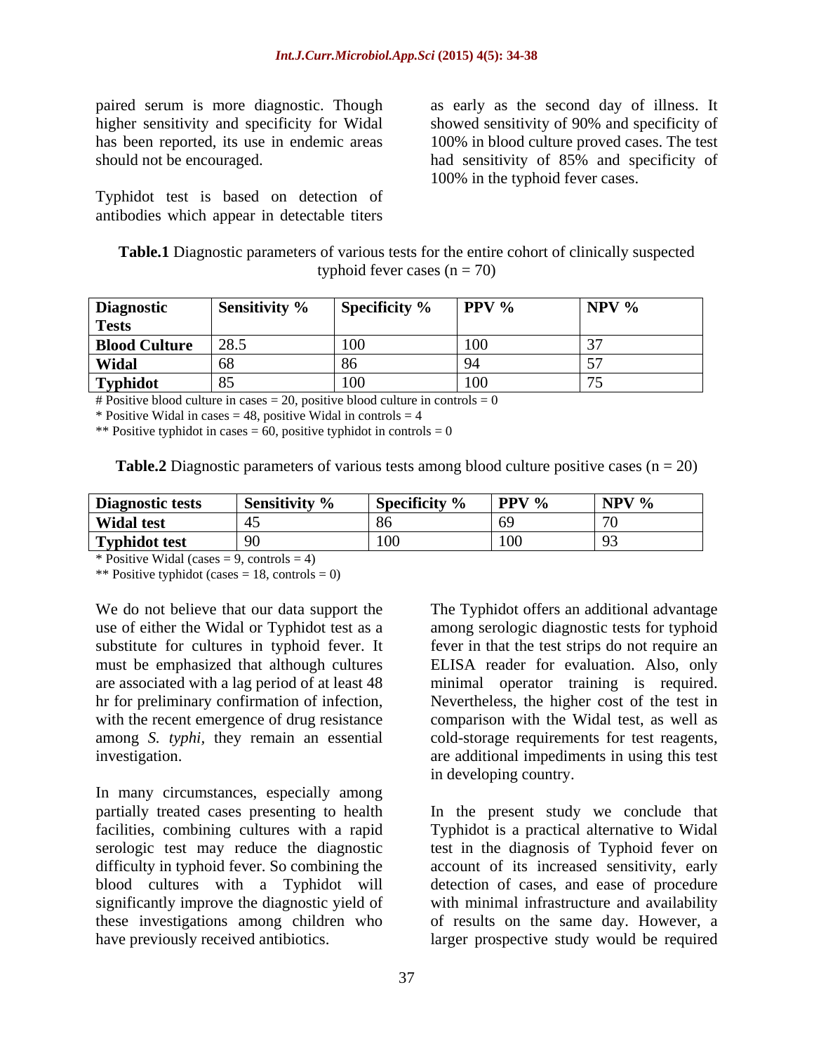paired serum is more diagnostic. Though higher sensitivity and specificity for Widal has been reported, its use in endemic areas should not be encouraged.

Typhidot test is based on detection of antibodies which appear in detectable titers as early as the second day of illness. It showed sensitivity of 90% and specificity of 100% in blood culture proved cases. The test had sensitivity of 85% and specificity of 100% in the typhoid fever cases.

**Table.1** Diagnostic parameters of various tests for the entire cohort of clinically suspected typhoid fever cases (n = 70)

| Diagnostic Tests | Sensitivity % | Specificity % | PPV % | NPV % |
|---|---|---|---|---|
| Blood Culture | 28.5 | 100 | 100 | 37 |
| Widal | 68 | 86 | 94 | 57 |
| Typhidot | 85 | 100 | 100 | 75 |

# Positive blood culture in cases = 20, positive blood culture in controls = 0

* Positive Widal in cases = 48, positive Widal in controls = 4

** Positive typhidot in cases = 60, positive typhidot in controls = 0

**Table.2** Diagnostic parameters of various tests among blood culture positive cases (n = 20)

| Diagnostic tests | Sensitivity % | Specificity % | PPV % | NPV % |
|---|---|---|---|---|
| Widal test | 45 | 86 | 69 | 70 |
| Typhidot test | 90 | 100 | 100 | 93 |

* Positive Widal (cases = 9, controls = 4)

** Positive typhidot (cases = 18, controls = 0)

We do not believe that our data support the use of either the Widal or Typhidot test as a substitute for cultures in typhoid fever. It must be emphasized that although cultures are associated with a lag period of at least 48 hr for preliminary confirmation of infection, with the recent emergence of drug resistance among *S. typhi*, they remain an essential investigation.

In many circumstances, especially among partially treated cases presenting to health facilities, combining cultures with a rapid serologic test may reduce the diagnostic difficulty in typhoid fever. So combining the blood cultures with a Typhidot will significantly improve the diagnostic yield of these investigations among children who have previously received antibiotics.

The Typhidot offers an additional advantage among serologic diagnostic tests for typhoid fever in that the test strips do not require an ELISA reader for evaluation. Also, only minimal operator training is required. Nevertheless, the higher cost of the test in comparison with the Widal test, as well as cold-storage requirements for test reagents, are additional impediments in using this test in developing country.

In the present study we conclude that Typhidot is a practical alternative to Widal test in the diagnosis of Typhoid fever on account of its increased sensitivity, early detection of cases, and ease of procedure with minimal infrastructure and availability of results on the same day. However, a larger prospective study would be required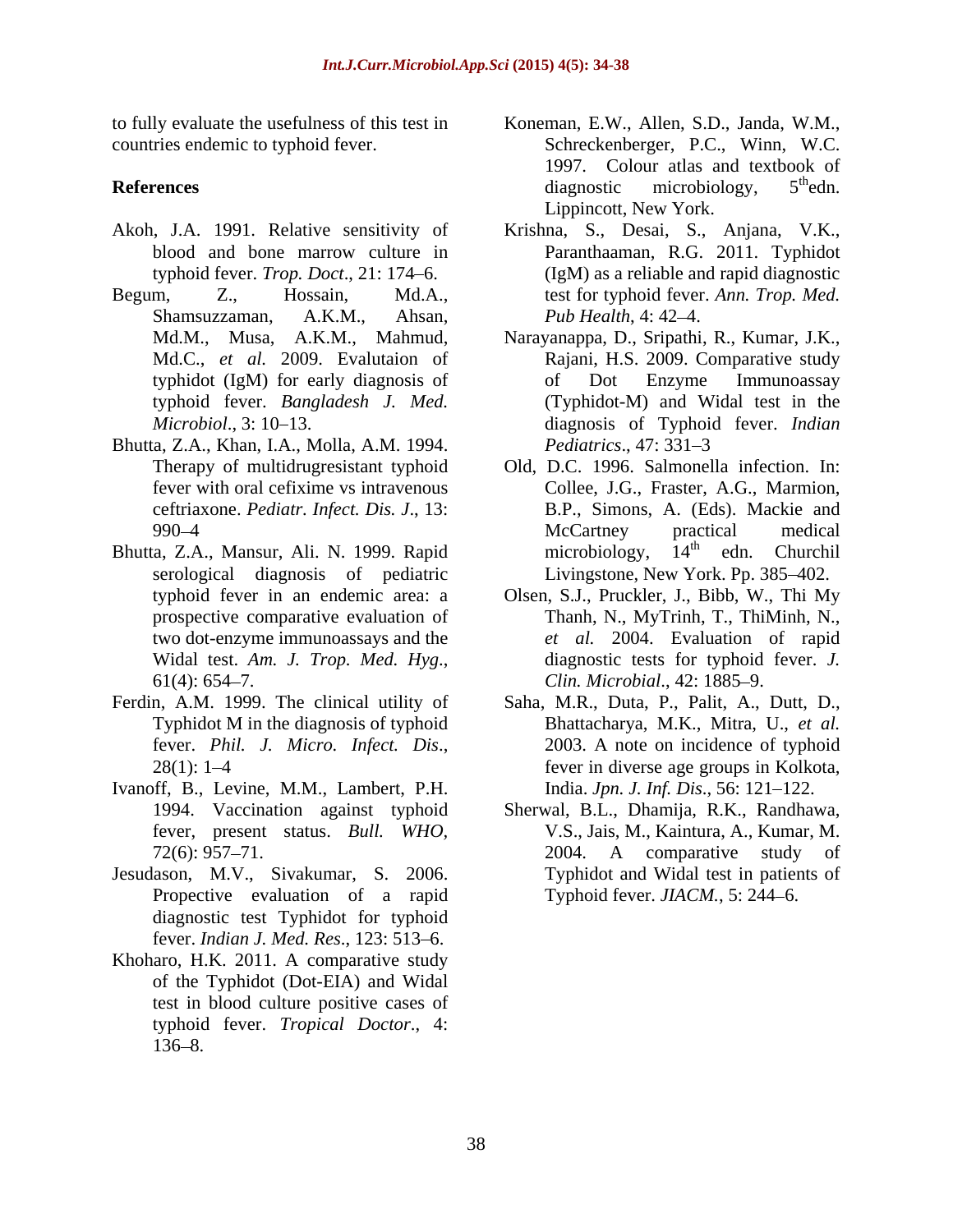to fully evaluate the usefulness of this test in countries endemic to typhoid fever.

## References

Akoh, J.A. 1991. Relative sensitivity of blood and bone marrow culture in typhoid fever. *Trop. Doct*., 21: 174–6.

Begum, Z., Hossain, Md.A., Shamsuzzaman, A.K.M., Ahsan, Md.M., Musa, A.K.M., Mahmud, Md.C., *et al.* 2009. Evalutaion of typhidot (IgM) for early diagnosis of typhoid fever. *Bangladesh J. Med. Microbiol*., 3: 10–13.

Bhutta, Z.A., Khan, I.A., Molla, A.M. 1994. Therapy of multidrugresistant typhoid fever with oral cefixime vs intravenous ceftriaxone. *Pediatr. Infect. Dis. J*., 13: 990–4

Bhutta, Z.A., Mansur, Ali. N. 1999. Rapid serological diagnosis of pediatric typhoid fever in an endemic area: a prospective comparative evaluation of two dot-enzyme immunoassays and the Widal test. *Am. J. Trop. Med. Hyg*., 61(4): 654–7.

Ferdin, A.M. 1999. The clinical utility of Typhidot M in the diagnosis of typhoid fever. *Phil. J. Micro. Infect. Dis*., 28(1): 1–4

Ivanoff, B., Levine, M.M., Lambert, P.H. 1994. Vaccination against typhoid fever, present status. *Bull. WHO,* 72(6): 957–71.

Jesudason, M.V., Sivakumar, S. 2006. Propective evaluation of a rapid diagnostic test Typhidot for typhoid fever. *Indian J. Med. Res*., 123: 513–6.

Khoharo, H.K. 2011. A comparative study of the Typhidot (Dot-EIA) and Widal test in blood culture positive cases of typhoid fever. *Tropical Doctor*., 4: 136–8.

Koneman, E.W., Allen, S.D., Janda, W.M., Schreckenberger, P.C., Winn, W.C. 1997. Colour atlas and textbook of diagnostic microbiology, 5[th]edn. Lippincott, New York.

Krishna, S., Desai, S., Anjana, V.K., Paranthaaman, R.G. 2011. Typhidot (IgM) as a reliable and rapid diagnostic test for typhoid fever. *Ann. Trop. Med. Pub Health*, 4: 42–4.

Narayanappa, D., Sripathi, R., Kumar, J.K., Rajani, H.S. 2009. Comparative study of Dot Enzyme Immunoassay (Typhidot-M) and Widal test in the diagnosis of Typhoid fever. *Indian Pediatrics*., 47: 331–3

Old, D.C. 1996. Salmonella infection. In: Collee, J.G., Fraster, A.G., Marmion, B.P., Simons, A. (Eds). Mackie and McCartney practical medical microbiology, 14[th] edn. Churchil Livingstone, New York. Pp. 385–402.

Olsen, S.J., Pruckler, J., Bibb, W., Thi My Thanh, N., MyTrinh, T., ThiMinh, N., *et al.* 2004. Evaluation of rapid diagnostic tests for typhoid fever. *J. Clin. Microbial*., 42: 1885–9.

Saha, M.R., Duta, P., Palit, A., Dutt, D., Bhattacharya, M.K., Mitra, U., *et al.* 2003. A note on incidence of typhoid fever in diverse age groups in Kolkota, India. *Jpn. J. Inf. Dis*., 56: 121–122.

Sherwal, B.L., Dhamija, R.K., Randhawa, V.S., Jais, M., Kaintura, A., Kumar, M. 2004. A comparative study of Typhidot and Widal test in patients of Typhoid fever. *JIACM.*, 5: 244–6.